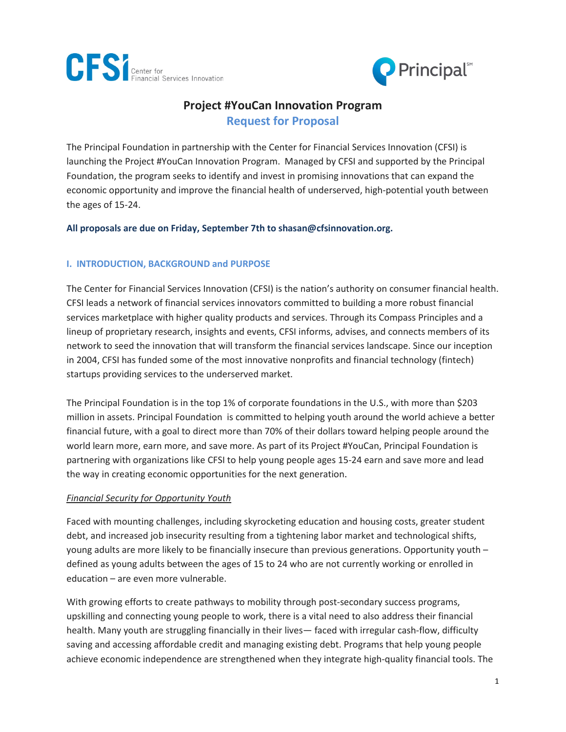# Project #YouCan Innovation Program

## Request for Proposal

The Principal Foundation in partnership with the Center for Financial Services Innovation (CFSI) is launching the Project #YouCan Innovation Program. Managed by CFSI and supported by the Principal Foundation, the program seeks to identify and invest in promising innovations that can expand the economic opportunity and improve the financial health of underserved, high-potential youth between the ages of 15-24.

**All proposals are due on Friday, September 7th to shasan@cfsinnovation.org.**

## I. INTRODUCTION, BACKGROUND and PURPOSE

The Center for Financial Services Innovation (CFSI) is the nation's authority on consumer financial health. CFSI leads a network of financial services innovators committed to building a more robust financial services marketplace with higher quality products and services. Through its Compass Principles and a lineup of proprietary research, insights and events, CFSI informs, advises, and connects members of its network to seed the innovation that will transform the financial services landscape. Since our inception in 2004, CFSI has funded some of the most innovative nonprofits and financial technology (fintech) startups providing services to the underserved market.

The Principal Foundation is in the top 1% of corporate foundations in the U.S., with more than $203 million in assets. Principal Foundation is committed to helping youth around the world achieve a better financial future, with a goal to direct more than 70% of their dollars toward helping people around the world learn more, earn more, and save more. As part of its Project #YouCan, Principal Foundation is partnering with organizations like CFSI to help young people ages 15-24 earn and save more and lead the way in creating economic opportunities for the next generation.

*Financial Security for Opportunity Youth*

Faced with mounting challenges, including skyrocketing education and housing costs, greater student debt, and increased job insecurity resulting from a tightening labor market and technological shifts, young adults are more likely to be financially insecure than previous generations. Opportunity youth – defined as young adults between the ages of 15 to 24 who are not currently working or enrolled in education – are even more vulnerable.

With growing efforts to create pathways to mobility through post-secondary success programs, upskilling and connecting young people to work, there is a vital need to also address their financial health. Many youth are struggling financially in their lives— faced with irregular cash-flow, difficulty saving and accessing affordable credit and managing existing debt. Programs that help young people achieve economic independence are strengthened when they integrate high-quality financial tools. The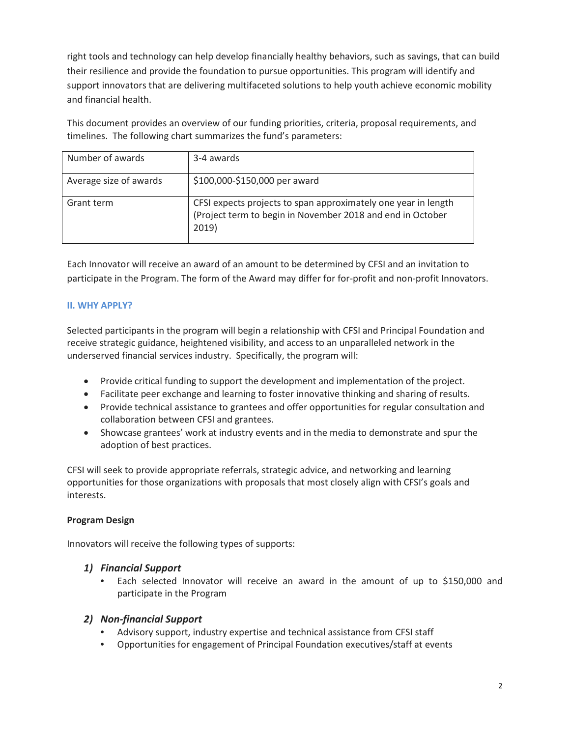right tools and technology can help develop financially healthy behaviors, such as savings, that can build their resilience and provide the foundation to pursue opportunities. This program will identify and support innovators that are delivering multifaceted solutions to help youth achieve economic mobility and financial health.

This document provides an overview of our funding priorities, criteria, proposal requirements, and timelines. The following chart summarizes the fund's parameters:

| Number of awards | 3-4 awards |
|---|---|
| Average size of awards | $100,000-$150,000 per award |
| Grant term | CFSI expects projects to span approximately one year in length (Project term to begin in November 2018 and end in October 2019) |

Each Innovator will receive an award of an amount to be determined by CFSI and an invitation to participate in the Program. The form of the Award may differ for for-profit and non-profit Innovators.

## II. WHY APPLY?

Selected participants in the program will begin a relationship with CFSI and Principal Foundation and receive strategic guidance, heightened visibility, and access to an unparalleled network in the underserved financial services industry. Specifically, the program will:

- Provide critical funding to support the development and implementation of the project.
- Facilitate peer exchange and learning to foster innovative thinking and sharing of results.
- Provide technical assistance to grantees and offer opportunities for regular consultation and collaboration between CFSI and grantees.
- Showcase grantees' work at industry events and in the media to demonstrate and spur the adoption of best practices.

CFSI will seek to provide appropriate referrals, strategic advice, and networking and learning opportunities for those organizations with proposals that most closely align with CFSI's goals and interests.

### Program Design

Innovators will receive the following types of supports:

#### *1) Financial Support*

- Each selected Innovator will receive an award in the amount of up to $150,000 and participate in the Program

#### *2) Non-financial Support*

- Advisory support, industry expertise and technical assistance from CFSI staff
- Opportunities for engagement of Principal Foundation executives/staff at events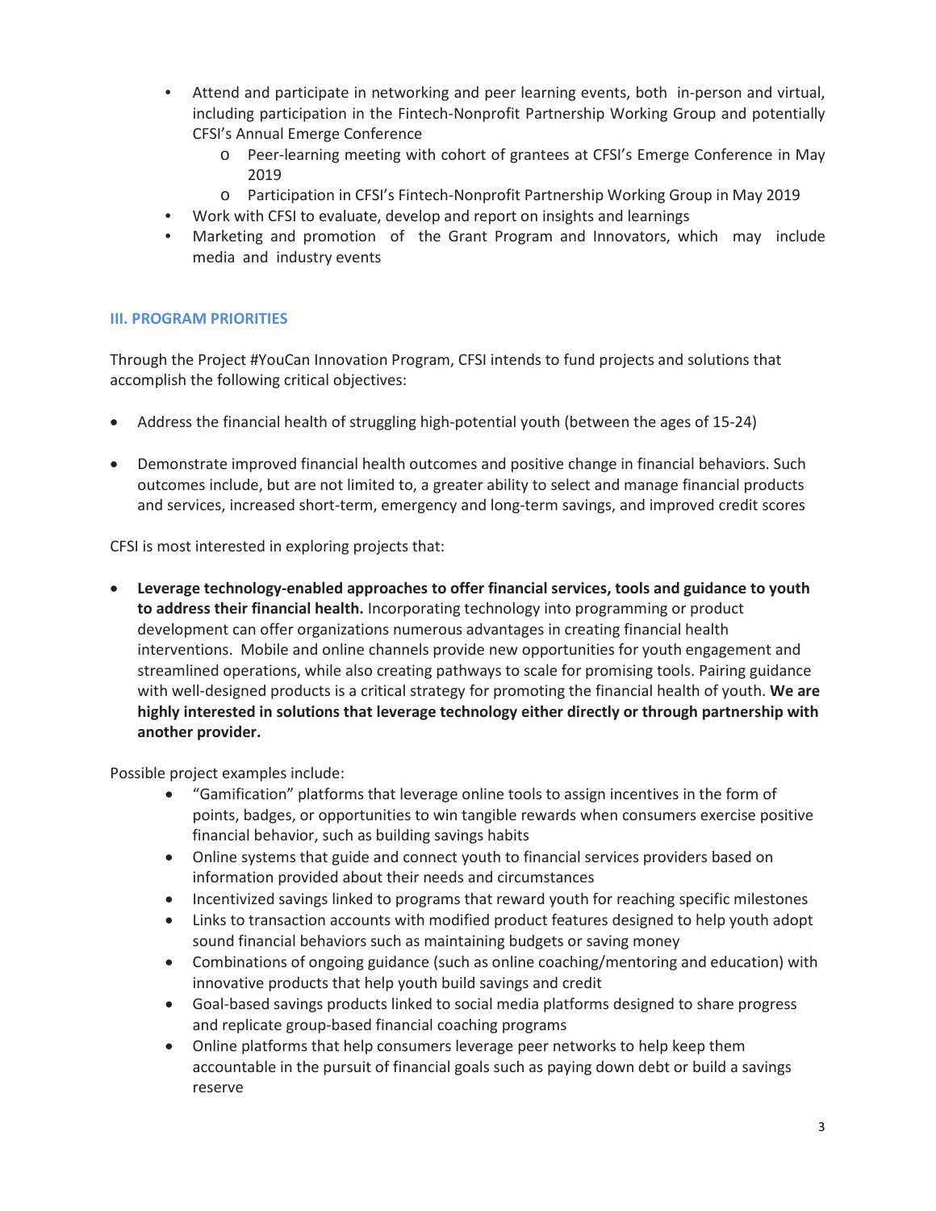- Attend and participate in networking and peer learning events, both in-person and virtual, including participation in the Fintech-Nonprofit Partnership Working Group and potentially CFSI's Annual Emerge Conference
  - Peer-learning meeting with cohort of grantees at CFSI's Emerge Conference in May 2019
  - Participation in CFSI's Fintech-Nonprofit Partnership Working Group in May 2019
- Work with CFSI to evaluate, develop and report on insights and learnings
- Marketing and promotion of the Grant Program and Innovators, which may include media and industry events

## III. PROGRAM PRIORITIES

Through the Project #YouCan Innovation Program, CFSI intends to fund projects and solutions that accomplish the following critical objectives:

- Address the financial health of struggling high-potential youth (between the ages of 15-24)
- Demonstrate improved financial health outcomes and positive change in financial behaviors. Such outcomes include, but are not limited to, a greater ability to select and manage financial products and services, increased short-term, emergency and long-term savings, and improved credit scores

CFSI is most interested in exploring projects that:

- **Leverage technology-enabled approaches to offer financial services, tools and guidance to youth to address their financial health.** Incorporating technology into programming or product development can offer organizations numerous advantages in creating financial health interventions. Mobile and online channels provide new opportunities for youth engagement and streamlined operations, while also creating pathways to scale for promising tools. Pairing guidance with well-designed products is a critical strategy for promoting the financial health of youth. **We are highly interested in solutions that leverage technology either directly or through partnership with another provider.**

Possible project examples include:

- "Gamification" platforms that leverage online tools to assign incentives in the form of points, badges, or opportunities to win tangible rewards when consumers exercise positive financial behavior, such as building savings habits
- Online systems that guide and connect youth to financial services providers based on information provided about their needs and circumstances
- Incentivized savings linked to programs that reward youth for reaching specific milestones
- Links to transaction accounts with modified product features designed to help youth adopt sound financial behaviors such as maintaining budgets or saving money
- Combinations of ongoing guidance (such as online coaching/mentoring and education) with innovative products that help youth build savings and credit
- Goal-based savings products linked to social media platforms designed to share progress and replicate group-based financial coaching programs
- Online platforms that help consumers leverage peer networks to help keep them accountable in the pursuit of financial goals such as paying down debt or build a savings reserve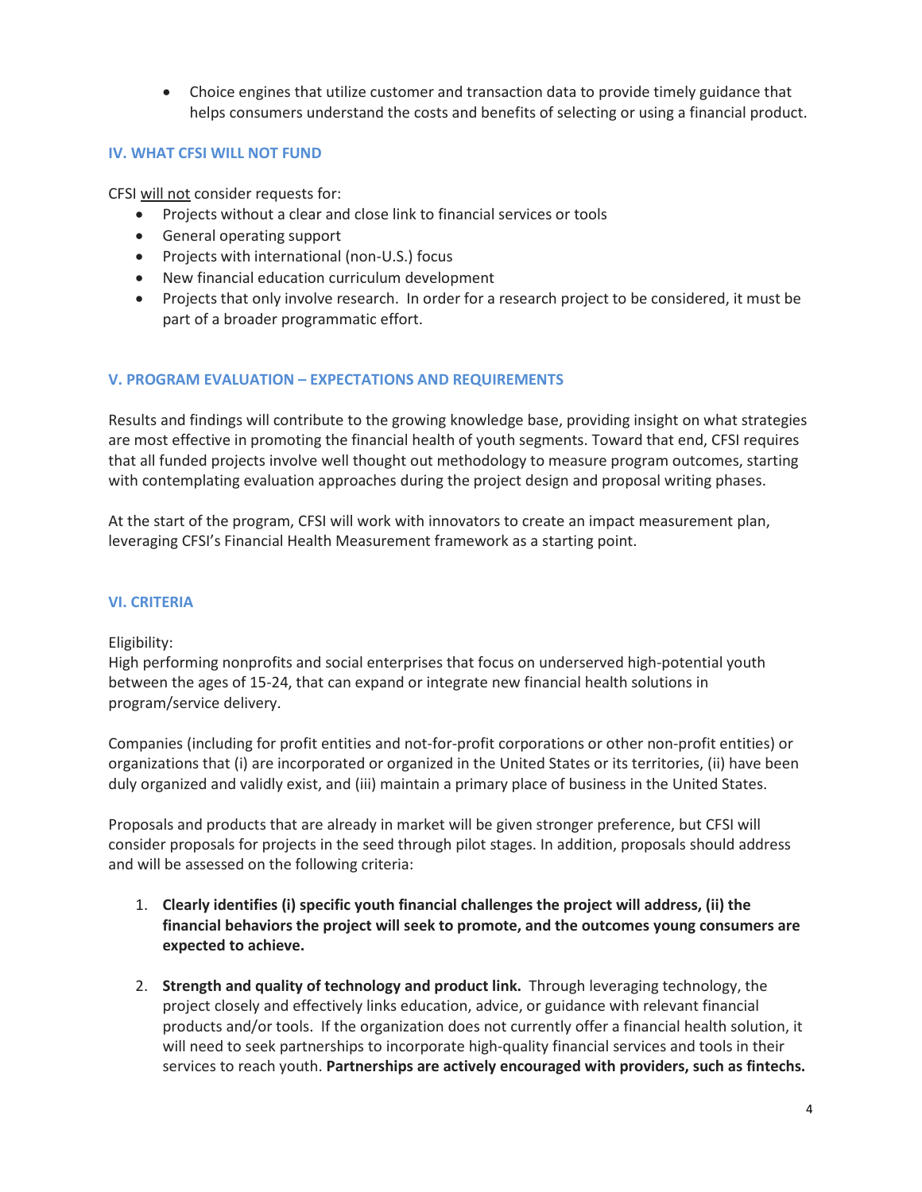- Choice engines that utilize customer and transaction data to provide timely guidance that helps consumers understand the costs and benefits of selecting or using a financial product.

## IV. WHAT CFSI WILL NOT FUND

CFSI <u>will not</u> consider requests for:

- Projects without a clear and close link to financial services or tools
- General operating support
- Projects with international (non-U.S.) focus
- New financial education curriculum development
- Projects that only involve research. In order for a research project to be considered, it must be part of a broader programmatic effort.

## V. PROGRAM EVALUATION – EXPECTATIONS AND REQUIREMENTS

Results and findings will contribute to the growing knowledge base, providing insight on what strategies are most effective in promoting the financial health of youth segments. Toward that end, CFSI requires that all funded projects involve well thought out methodology to measure program outcomes, starting with contemplating evaluation approaches during the project design and proposal writing phases.

At the start of the program, CFSI will work with innovators to create an impact measurement plan, leveraging CFSI's Financial Health Measurement framework as a starting point.

## VI. CRITERIA

Eligibility:
High performing nonprofits and social enterprises that focus on underserved high-potential youth between the ages of 15-24, that can expand or integrate new financial health solutions in program/service delivery.

Companies (including for profit entities and not-for-profit corporations or other non-profit entities) or organizations that (i) are incorporated or organized in the United States or its territories, (ii) have been duly organized and validly exist, and (iii) maintain a primary place of business in the United States.

Proposals and products that are already in market will be given stronger preference, but CFSI will consider proposals for projects in the seed through pilot stages. In addition, proposals should address and will be assessed on the following criteria:

1. **Clearly identifies (i) specific youth financial challenges the project will address, (ii) the financial behaviors the project will seek to promote, and the outcomes young consumers are expected to achieve.**

2. **Strength and quality of technology and product link.** Through leveraging technology, the project closely and effectively links education, advice, or guidance with relevant financial products and/or tools. If the organization does not currently offer a financial health solution, it will need to seek partnerships to incorporate high-quality financial services and tools in their services to reach youth. **Partnerships are actively encouraged with providers, such as fintechs.**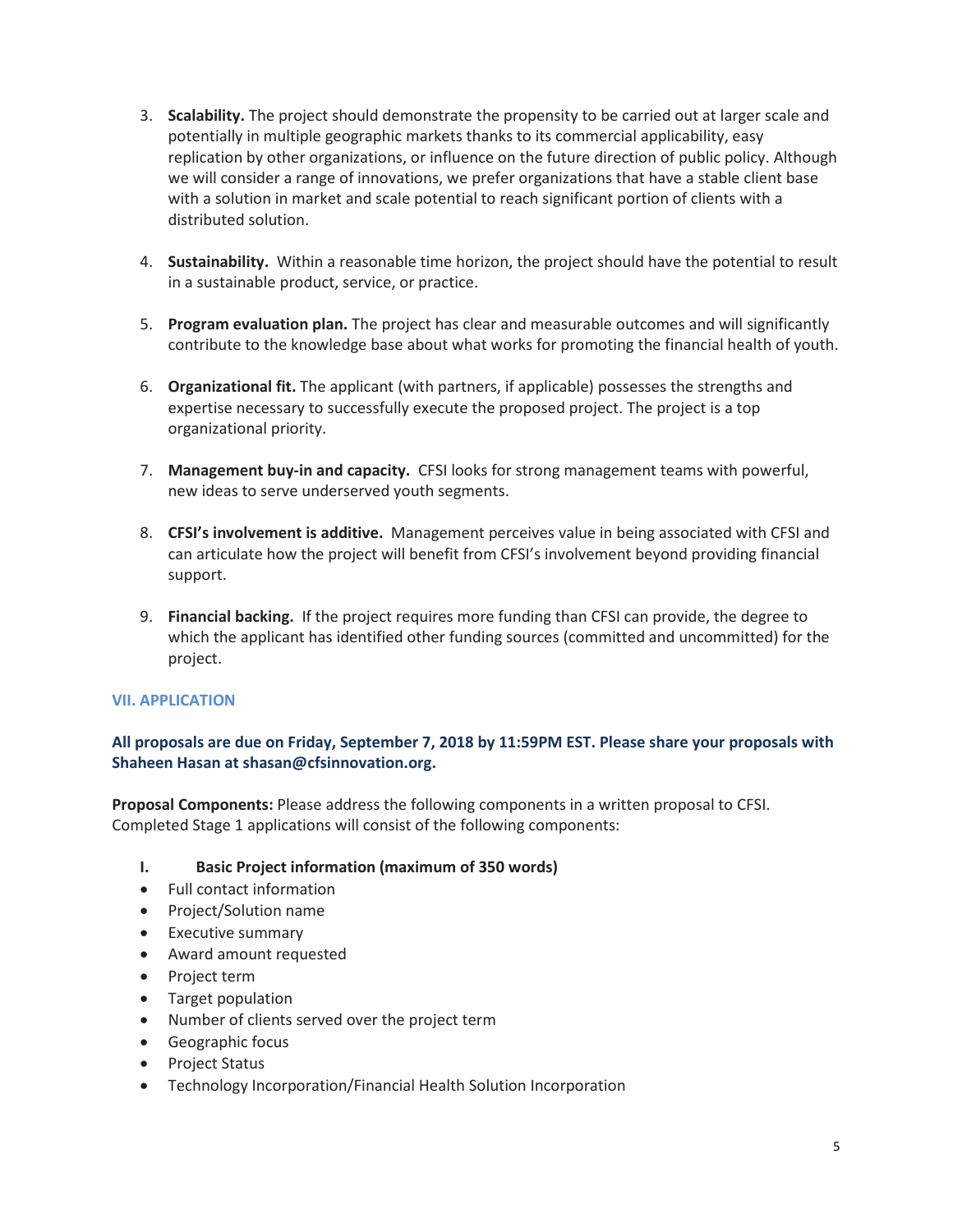3. **Scalability.** The project should demonstrate the propensity to be carried out at larger scale and potentially in multiple geographic markets thanks to its commercial applicability, easy replication by other organizations, or influence on the future direction of public policy. Although we will consider a range of innovations, we prefer organizations that have a stable client base with a solution in market and scale potential to reach significant portion of clients with a distributed solution.

4. **Sustainability.** Within a reasonable time horizon, the project should have the potential to result in a sustainable product, service, or practice.

5. **Program evaluation plan.** The project has clear and measurable outcomes and will significantly contribute to the knowledge base about what works for promoting the financial health of youth.

6. **Organizational fit.** The applicant (with partners, if applicable) possesses the strengths and expertise necessary to successfully execute the proposed project. The project is a top organizational priority.

7. **Management buy-in and capacity.** CFSI looks for strong management teams with powerful, new ideas to serve underserved youth segments.

8. **CFSI's involvement is additive.** Management perceives value in being associated with CFSI and can articulate how the project will benefit from CFSI's involvement beyond providing financial support.

9. **Financial backing.** If the project requires more funding than CFSI can provide, the degree to which the applicant has identified other funding sources (committed and uncommitted) for the project.

## VII. APPLICATION

**All proposals are due on Friday, September 7, 2018 by 11:59PM EST. Please share your proposals with Shaheen Hasan at shasan@cfsinnovation.org.**

**Proposal Components:** Please address the following components in a written proposal to CFSI. Completed Stage 1 applications will consist of the following components:

**I. Basic Project information (maximum of 350 words)**

- Full contact information
- Project/Solution name
- Executive summary
- Award amount requested
- Project term
- Target population
- Number of clients served over the project term
- Geographic focus
- Project Status
- Technology Incorporation/Financial Health Solution Incorporation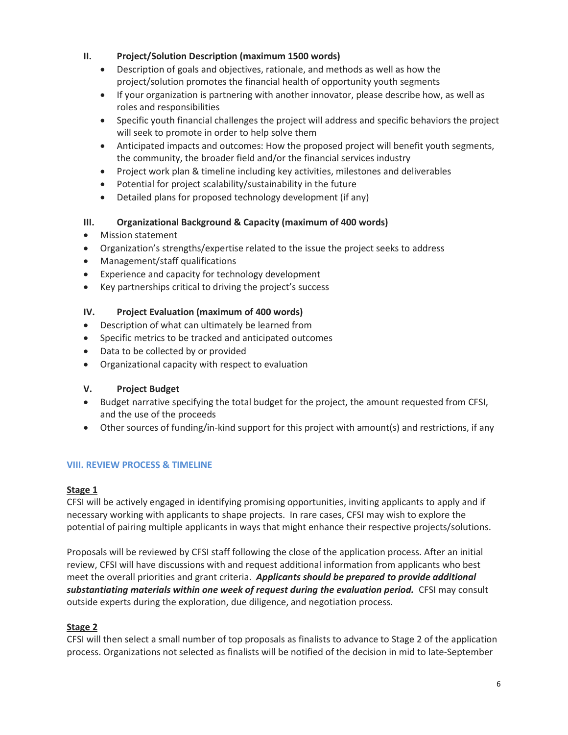### II. Project/Solution Description (maximum 1500 words)

- Description of goals and objectives, rationale, and methods as well as how the project/solution promotes the financial health of opportunity youth segments
- If your organization is partnering with another innovator, please describe how, as well as roles and responsibilities
- Specific youth financial challenges the project will address and specific behaviors the project will seek to promote in order to help solve them
- Anticipated impacts and outcomes: How the proposed project will benefit youth segments, the community, the broader field and/or the financial services industry
- Project work plan & timeline including key activities, milestones and deliverables
- Potential for project scalability/sustainability in the future
- Detailed plans for proposed technology development (if any)

### III. Organizational Background & Capacity (maximum of 400 words)

- Mission statement
- Organization's strengths/expertise related to the issue the project seeks to address
- Management/staff qualifications
- Experience and capacity for technology development
- Key partnerships critical to driving the project's success

### IV. Project Evaluation (maximum of 400 words)

- Description of what can ultimately be learned from
- Specific metrics to be tracked and anticipated outcomes
- Data to be collected by or provided
- Organizational capacity with respect to evaluation

### V. Project Budget

- Budget narrative specifying the total budget for the project, the amount requested from CFSI, and the use of the proceeds
- Other sources of funding/in-kind support for this project with amount(s) and restrictions, if any

## VIII. REVIEW PROCESS & TIMELINE

### Stage 1

CFSI will be actively engaged in identifying promising opportunities, inviting applicants to apply and if necessary working with applicants to shape projects. In rare cases, CFSI may wish to explore the potential of pairing multiple applicants in ways that might enhance their respective projects/solutions.

Proposals will be reviewed by CFSI staff following the close of the application process. After an initial review, CFSI will have discussions with and request additional information from applicants who best meet the overall priorities and grant criteria. ***Applicants should be prepared to provide additional substantiating materials within one week of request during the evaluation period.*** CFSI may consult outside experts during the exploration, due diligence, and negotiation process.

### Stage 2

CFSI will then select a small number of top proposals as finalists to advance to Stage 2 of the application process. Organizations not selected as finalists will be notified of the decision in mid to late-September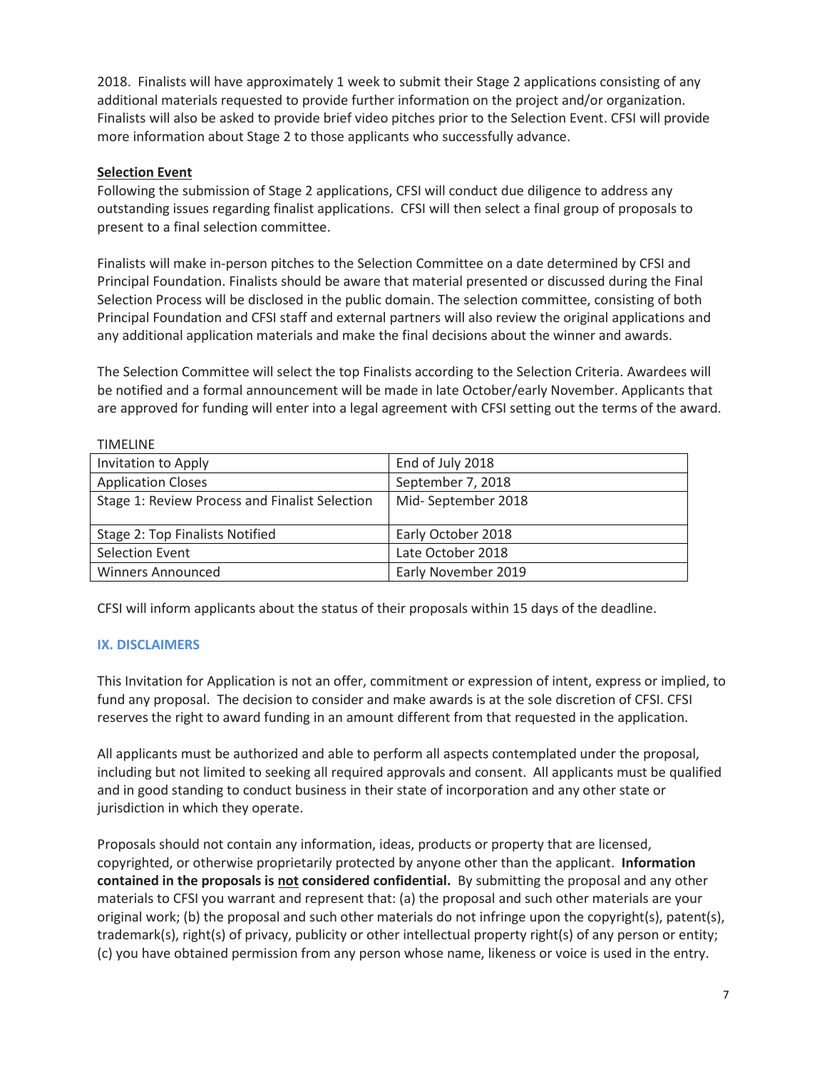2018. Finalists will have approximately 1 week to submit their Stage 2 applications consisting of any additional materials requested to provide further information on the project and/or organization. Finalists will also be asked to provide brief video pitches prior to the Selection Event. CFSI will provide more information about Stage 2 to those applicants who successfully advance.

**Selection Event**

Following the submission of Stage 2 applications, CFSI will conduct due diligence to address any outstanding issues regarding finalist applications. CFSI will then select a final group of proposals to present to a final selection committee.

Finalists will make in-person pitches to the Selection Committee on a date determined by CFSI and Principal Foundation. Finalists should be aware that material presented or discussed during the Final Selection Process will be disclosed in the public domain. The selection committee, consisting of both Principal Foundation and CFSI staff and external partners will also review the original applications and any additional application materials and make the final decisions about the winner and awards.

The Selection Committee will select the top Finalists according to the Selection Criteria. Awardees will be notified and a formal announcement will be made in late October/early November. Applicants that are approved for funding will enter into a legal agreement with CFSI setting out the terms of the award.

TIMELINE

| | |
|---|---|
| Invitation to Apply | End of July 2018 |
| Application Closes | September 7, 2018 |
| Stage 1: Review Process and Finalist Selection | Mid- September 2018 |
| Stage 2: Top Finalists Notified | Early October 2018 |
| Selection Event | Late October 2018 |
| Winners Announced | Early November 2019 |

CFSI will inform applicants about the status of their proposals within 15 days of the deadline.

## IX. DISCLAIMERS

This Invitation for Application is not an offer, commitment or expression of intent, express or implied, to fund any proposal. The decision to consider and make awards is at the sole discretion of CFSI. CFSI reserves the right to award funding in an amount different from that requested in the application.

All applicants must be authorized and able to perform all aspects contemplated under the proposal, including but not limited to seeking all required approvals and consent. All applicants must be qualified and in good standing to conduct business in their state of incorporation and any other state or jurisdiction in which they operate.

Proposals should not contain any information, ideas, products or property that are licensed, copyrighted, or otherwise proprietarily protected by anyone other than the applicant. **Information contained in the proposals is not considered confidential.** By submitting the proposal and any other materials to CFSI you warrant and represent that: (a) the proposal and such other materials are your original work; (b) the proposal and such other materials do not infringe upon the copyright(s), patent(s), trademark(s), right(s) of privacy, publicity or other intellectual property right(s) of any person or entity; (c) you have obtained permission from any person whose name, likeness or voice is used in the entry.